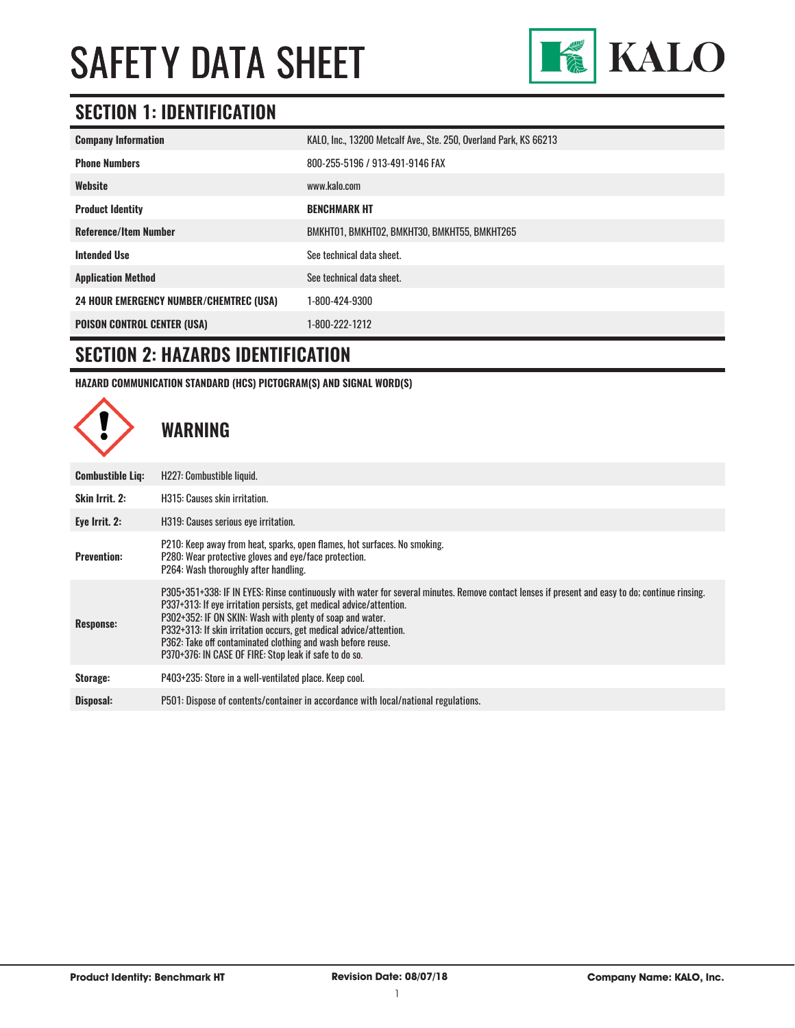# SAFETY DATA SHEET

KALO

## SECTION 1: IDENTIFICATION

| | |
|---|---|
| **Company Information** | KALO, Inc., 13200 Metcalf Ave., Ste. 250, Overland Park, KS 66213 |
| **Phone Numbers** | 800-255-5196 / 913-491-9146 FAX |
| **Website** | www.kalo.com |
| **Product Identity** | **BENCHMARK HT** |
| **Reference/Item Number** | BMKHT01, BMKHT02, BMKHT30, BMKHT55, BMKHT265 |
| **Intended Use** | See technical data sheet. |
| **Application Method** | See technical data sheet. |
| **24 HOUR EMERGENCY NUMBER/CHEMTREC (USA)** | 1-800-424-9300 |
| **POISON CONTROL CENTER (USA)** | 1-800-222-1212 |

## SECTION 2: HAZARDS IDENTIFICATION

**HAZARD COMMUNICATION STANDARD (HCS) PICTOGRAM(S) AND SIGNAL WORD(S)**

### WARNING

| | |
|---|---|
| **Combustible Liq:** | H227: Combustible liquid. |
| **Skin Irrit. 2:** | H315: Causes skin irritation. |
| **Eye Irrit. 2:** | H319: Causes serious eye irritation. |
| **Prevention:** | P210: Keep away from heat, sparks, open flames, hot surfaces. No smoking.<br>P280: Wear protective gloves and eye/face protection.<br>P264: Wash thoroughly after handling. |
| **Response:** | P305+351+338: IF IN EYES: Rinse continuously with water for several minutes. Remove contact lenses if present and easy to do; continue rinsing.<br>P337+313: If eye irritation persists, get medical advice/attention.<br>P302+352: IF ON SKIN: Wash with plenty of soap and water.<br>P332+313: If skin irritation occurs, get medical advice/attention.<br>P362: Take off contaminated clothing and wash before reuse.<br>P370+376: IN CASE OF FIRE: Stop leak if safe to do so. |
| **Storage:** | P403+235: Store in a well-ventilated place. Keep cool. |
| **Disposal:** | P501: Dispose of contents/container in accordance with local/national regulations. |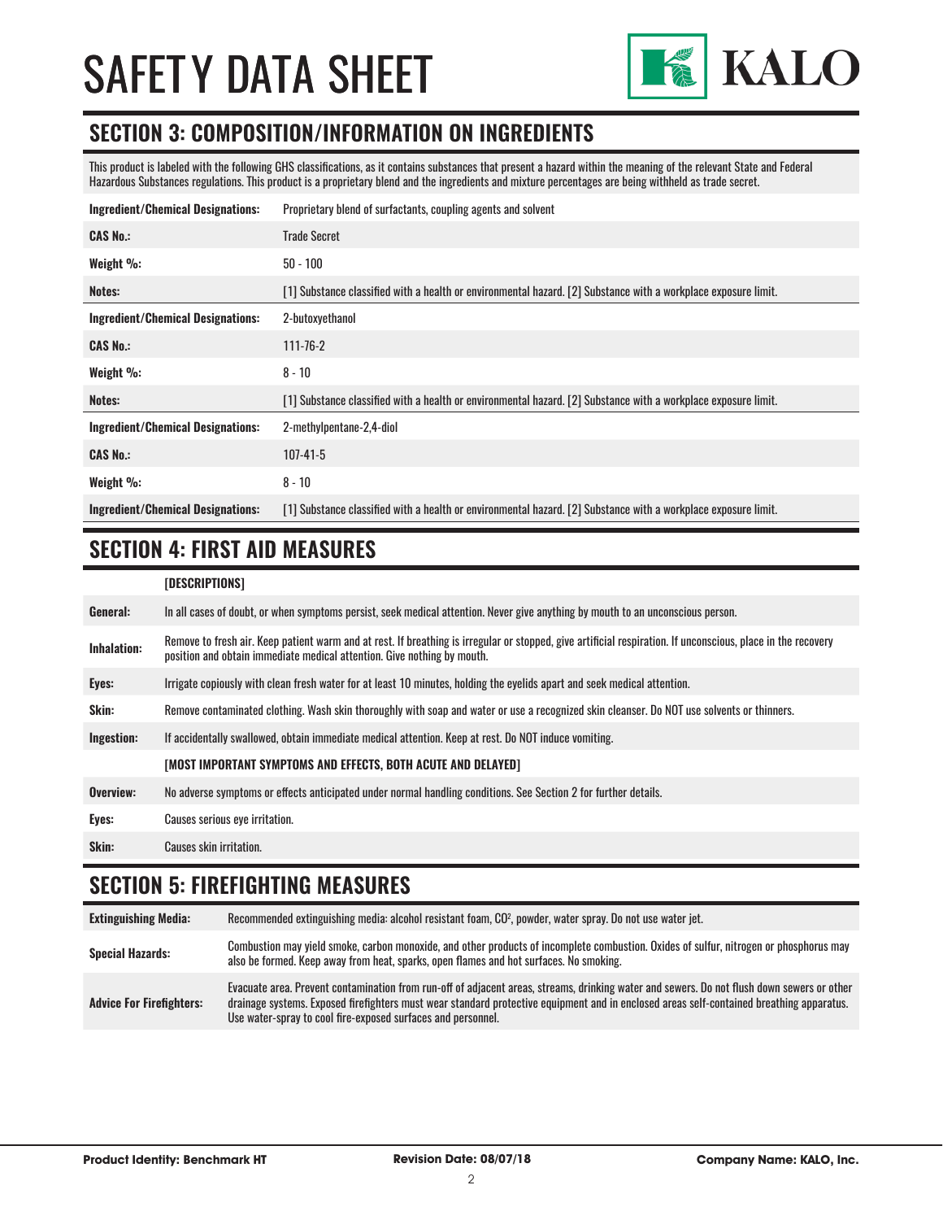# SAFETY DATA SHEET

## SECTION 3: COMPOSITION/INFORMATION ON INGREDIENTS

This product is labeled with the following GHS classifications, as it contains substances that present a hazard within the meaning of the relevant State and Federal Hazardous Substances regulations. This product is a proprietary blend and the ingredients and mixture percentages are being withheld as trade secret.

| | |
|---|---|
| **Ingredient/Chemical Designations:** | Proprietary blend of surfactants, coupling agents and solvent |
| **CAS No.:** | Trade Secret |
| **Weight %:** | 50 - 100 |
| **Notes:** | [1] Substance classified with a health or environmental hazard. [2] Substance with a workplace exposure limit. |
| **Ingredient/Chemical Designations:** | 2-butoxyethanol |
| **CAS No.:** | 111-76-2 |
| **Weight %:** | 8 - 10 |
| **Notes:** | [1] Substance classified with a health or environmental hazard. [2] Substance with a workplace exposure limit. |
| **Ingredient/Chemical Designations:** | 2-methylpentane-2,4-diol |
| **CAS No.:** | 107-41-5 |
| **Weight %:** | 8 - 10 |
| **Ingredient/Chemical Designations:** | [1] Substance classified with a health or environmental hazard. [2] Substance with a workplace exposure limit. |

## SECTION 4: FIRST AID MEASURES

| | |
|---|---|
| | **[DESCRIPTIONS]** |
| **General:** | In all cases of doubt, or when symptoms persist, seek medical attention. Never give anything by mouth to an unconscious person. |
| **Inhalation:** | Remove to fresh air. Keep patient warm and at rest. If breathing is irregular or stopped, give artificial respiration. If unconscious, place in the recovery position and obtain immediate medical attention. Give nothing by mouth. |
| **Eyes:** | Irrigate copiously with clean fresh water for at least 10 minutes, holding the eyelids apart and seek medical attention. |
| **Skin:** | Remove contaminated clothing. Wash skin thoroughly with soap and water or use a recognized skin cleanser. Do NOT use solvents or thinners. |
| **Ingestion:** | If accidentally swallowed, obtain immediate medical attention. Keep at rest. Do NOT induce vomiting. |
| | **[MOST IMPORTANT SYMPTOMS AND EFFECTS, BOTH ACUTE AND DELAYED]** |
| **Overview:** | No adverse symptoms or effects anticipated under normal handling conditions. See Section 2 for further details. |
| **Eyes:** | Causes serious eye irritation. |
| **Skin:** | Causes skin irritation. |

## SECTION 5: FIREFIGHTING MEASURES

| | |
|---|---|
| **Extinguishing Media:** | Recommended extinguishing media: alcohol resistant foam, $CO^2$, powder, water spray. Do not use water jet. |
| **Special Hazards:** | Combustion may yield smoke, carbon monoxide, and other products of incomplete combustion. Oxides of sulfur, nitrogen or phosphorus may also be formed. Keep away from heat, sparks, open flames and hot surfaces. No smoking. |
| **Advice For Firefighters:** | Evacuate area. Prevent contamination from run-off of adjacent areas, streams, drinking water and sewers. Do not flush down sewers or other drainage systems. Exposed firefighters must wear standard protective equipment and in enclosed areas self-contained breathing apparatus. Use water-spray to cool fire-exposed surfaces and personnel. |

**Product Identity: Benchmark HT** | **Revision Date: 08/07/18** | **Company Name: KALO, Inc.**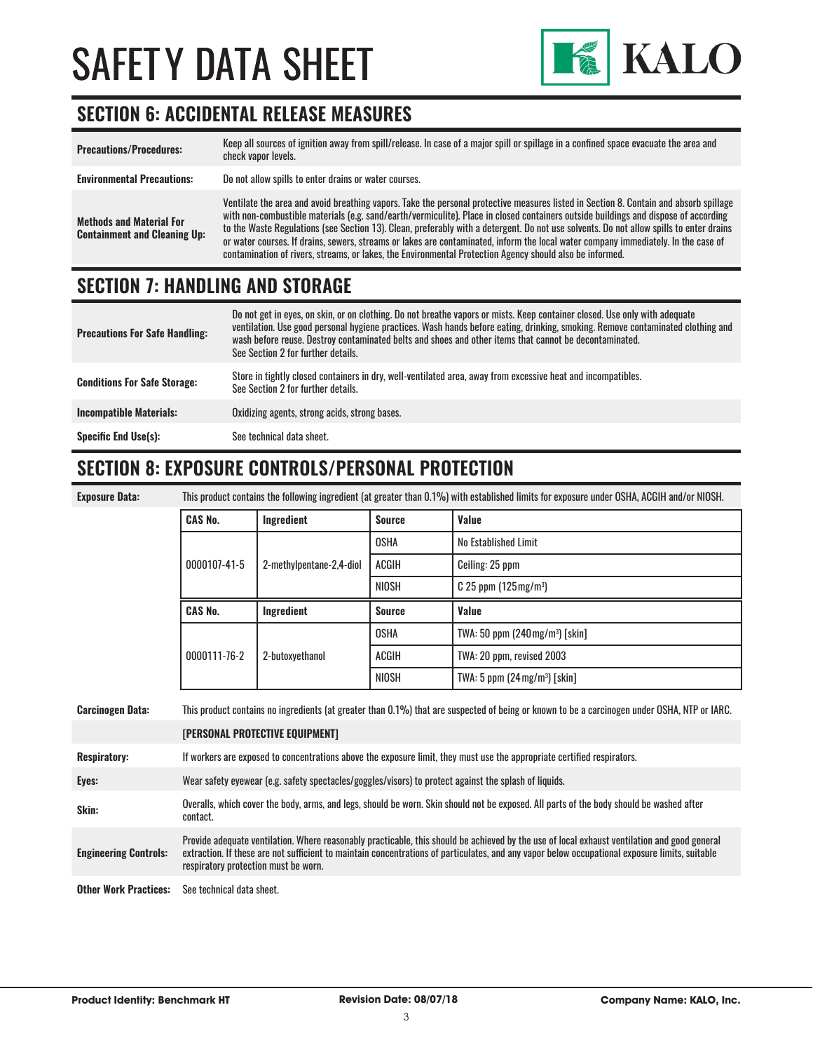# SAFETY DATA SHEET

## SECTION 6: ACCIDENTAL RELEASE MEASURES

| | |
|---|---|
| **Precautions/Procedures:** | Keep all sources of ignition away from spill/release. In case of a major spill or spillage in a confined space evacuate the area and check vapor levels. |
| **Environmental Precautions:** | Do not allow spills to enter drains or water courses. |
| **Methods and Material For Containment and Cleaning Up:** | Ventilate the area and avoid breathing vapors. Take the personal protective measures listed in Section 8. Contain and absorb spillage with non-combustible materials (e.g. sand/earth/vermiculite). Place in closed containers outside buildings and dispose of according to the Waste Regulations (see Section 13). Clean, preferably with a detergent. Do not use solvents. Do not allow spills to enter drains or water courses. If drains, sewers, streams or lakes are contaminated, inform the local water company immediately. In the case of contamination of rivers, streams, or lakes, the Environmental Protection Agency should also be informed. |

## SECTION 7: HANDLING AND STORAGE

| | |
|---|---|
| **Precautions For Safe Handling:** | Do not get in eyes, on skin, or on clothing. Do not breathe vapors or mists. Keep container closed. Use only with adequate ventilation. Use good personal hygiene practices. Wash hands before eating, drinking, smoking. Remove contaminated clothing and wash before reuse. Destroy contaminated belts and shoes and other items that cannot be decontaminated. See Section 2 for further details. |
| **Conditions For Safe Storage:** | Store in tightly closed containers in dry, well-ventilated area, away from excessive heat and incompatibles. See Section 2 for further details. |
| **Incompatible Materials:** | Oxidizing agents, strong acids, strong bases. |
| **Specific End Use(s):** | See technical data sheet. |

## SECTION 8: EXPOSURE CONTROLS/PERSONAL PROTECTION

**Exposure Data:** This product contains the following ingredient (at greater than 0.1%) with established limits for exposure under OSHA, ACGIH and/or NIOSH.

| CAS No. | Ingredient | Source | Value |
|---|---|---|---|
| 0000107-41-5 | 2-methylpentane-2,4-diol | OSHA | No Established Limit |
| | | ACGIH | Ceiling: 25 ppm |
| | | NIOSH | C 25 ppm (125 mg/m³) |

| CAS No. | Ingredient | Source | Value |
|---|---|---|---|
| 0000111-76-2 | 2-butoxyethanol | OSHA | TWA: 50 ppm (240 mg/m³) [skin] |
| | | ACGIH | TWA: 20 ppm, revised 2003 |
| | | NIOSH | TWA: 5 ppm (24 mg/m³) [skin] |

**Carcinogen Data:** This product contains no ingredients (at greater than 0.1%) that are suspected of being or known to be a carcinogen under OSHA, NTP or IARC.

**[PERSONAL PROTECTIVE EQUIPMENT]**

| | |
|---|---|
| **Respiratory:** | If workers are exposed to concentrations above the exposure limit, they must use the appropriate certified respirators. |
| **Eyes:** | Wear safety eyewear (e.g. safety spectacles/goggles/visors) to protect against the splash of liquids. |
| **Skin:** | Overalls, which cover the body, arms, and legs, should be worn. Skin should not be exposed. All parts of the body should be washed after contact. |
| **Engineering Controls:** | Provide adequate ventilation. Where reasonably practicable, this should be achieved by the use of local exhaust ventilation and good general extraction. If these are not sufficient to maintain concentrations of particulates, and any vapor below occupational exposure limits, suitable respiratory protection must be worn. |
| **Other Work Practices:** | See technical data sheet. |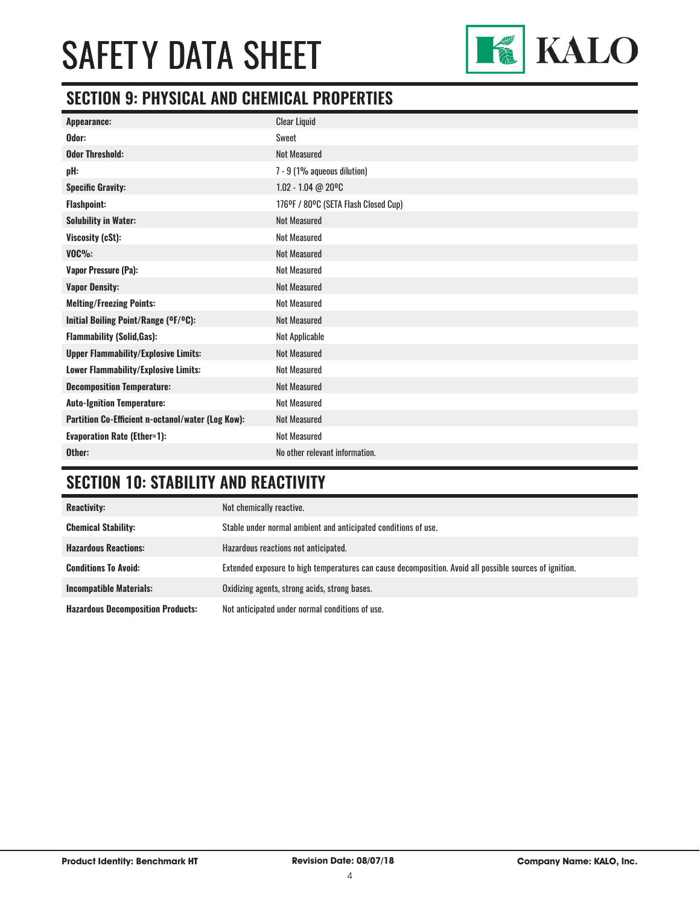## SECTION 9: PHYSICAL AND CHEMICAL PROPERTIES

| | |
|---|---|
| **Appearance:** | Clear Liquid |
| **Odor:** | Sweet |
| **Odor Threshold:** | Not Measured |
| **pH:** | 7 - 9 (1% aqueous dilution) |
| **Specific Gravity:** | 1.02 - 1.04 @ 20ºC |
| **Flashpoint:** | 176ºF / 80ºC (SETA Flash Closed Cup) |
| **Solubility in Water:** | Not Measured |
| **Viscosity (cSt):** | Not Measured |
| **VOC%:** | Not Measured |
| **Vapor Pressure (Pa):** | Not Measured |
| **Vapor Density:** | Not Measured |
| **Melting/Freezing Points:** | Not Measured |
| **Initial Boiling Point/Range (ºF/ºC):** | Not Measured |
| **Flammability (Solid,Gas):** | Not Applicable |
| **Upper Flammability/Explosive Limits:** | Not Measured |
| **Lower Flammability/Explosive Limits:** | Not Measured |
| **Decomposition Temperature:** | Not Measured |
| **Auto-Ignition Temperature:** | Not Measured |
| **Partition Co-Efficient n-octanol/water (Log Kow):** | Not Measured |
| **Evaporation Rate (Ether=1):** | Not Measured |
| **Other:** | No other relevant information. |

## SECTION 10: STABILITY AND REACTIVITY

| | |
|---|---|
| **Reactivity:** | Not chemically reactive. |
| **Chemical Stability:** | Stable under normal ambient and anticipated conditions of use. |
| **Hazardous Reactions:** | Hazardous reactions not anticipated. |
| **Conditions To Avoid:** | Extended exposure to high temperatures can cause decomposition. Avoid all possible sources of ignition. |
| **Incompatible Materials:** | Oxidizing agents, strong acids, strong bases. |
| **Hazardous Decomposition Products:** | Not anticipated under normal conditions of use. |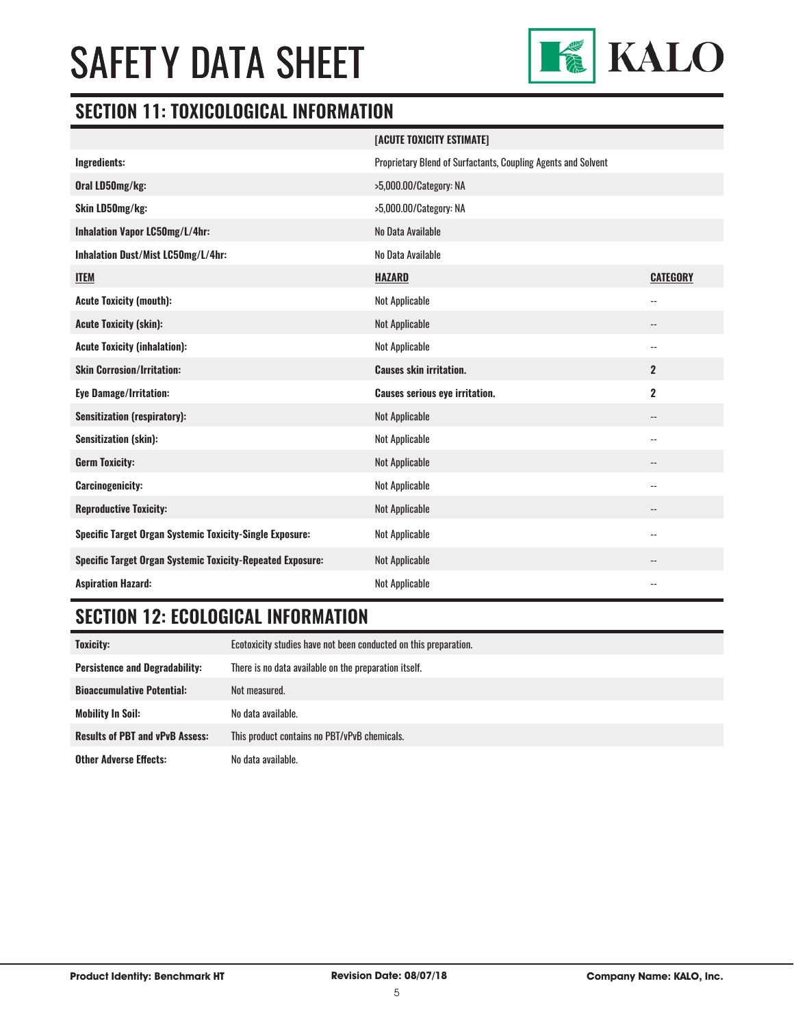## SECTION 11: TOXICOLOGICAL INFORMATION

| | [ACUTE TOXICITY ESTIMATE] | |
|---|---|---|
| **Ingredients:** | Proprietary Blend of Surfactants, Coupling Agents and Solvent | |
| **Oral LD50mg/kg:** | >5,000.00/Category: NA | |
| **Skin LD50mg/kg:** | >5,000.00/Category: NA | |
| **Inhalation Vapor LC50mg/L/4hr:** | No Data Available | |
| **Inhalation Dust/Mist LC50mg/L/4hr:** | No Data Available | |
| **ITEM** | **HAZARD** | **CATEGORY** |
| **Acute Toxicity (mouth):** | Not Applicable | -- |
| **Acute Toxicity (skin):** | Not Applicable | -- |
| **Acute Toxicity (inhalation):** | Not Applicable | -- |
| **Skin Corrosion/Irritation:** | **Causes skin irritation.** | **2** |
| **Eye Damage/Irritation:** | **Causes serious eye irritation.** | **2** |
| **Sensitization (respiratory):** | Not Applicable | -- |
| **Sensitization (skin):** | Not Applicable | -- |
| **Germ Toxicity:** | Not Applicable | -- |
| **Carcinogenicity:** | Not Applicable | -- |
| **Reproductive Toxicity:** | Not Applicable | -- |
| **Specific Target Organ Systemic Toxicity-Single Exposure:** | Not Applicable | -- |
| **Specific Target Organ Systemic Toxicity-Repeated Exposure:** | Not Applicable | -- |
| **Aspiration Hazard:** | Not Applicable | -- |

## SECTION 12: ECOLOGICAL INFORMATION

| | |
|---|---|
| **Toxicity:** | Ecotoxicity studies have not been conducted on this preparation. |
| **Persistence and Degradability:** | There is no data available on the preparation itself. |
| **Bioaccumulative Potential:** | Not measured. |
| **Mobility In Soil:** | No data available. |
| **Results of PBT and vPvB Assess:** | This product contains no PBT/vPvB chemicals. |
| **Other Adverse Effects:** | No data available. |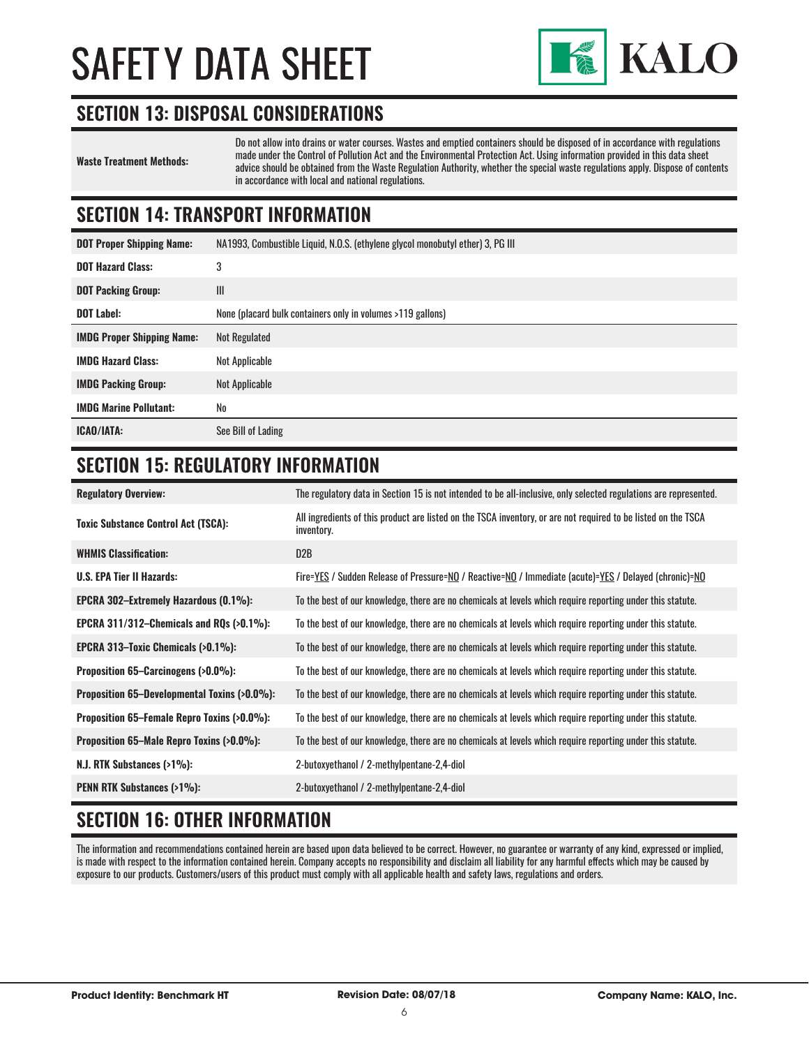# SAFETY DATA SHEET

KALO

## SECTION 13: DISPOSAL CONSIDERATIONS

| | |
|---|---|
| **Waste Treatment Methods:** | Do not allow into drains or water courses. Wastes and emptied containers should be disposed of in accordance with regulations made under the Control of Pollution Act and the Environmental Protection Act. Using information provided in this data sheet advice should be obtained from the Waste Regulation Authority, whether the special waste regulations apply. Dispose of contents in accordance with local and national regulations. |

## SECTION 14: TRANSPORT INFORMATION

| | |
|---|---|
| **DOT Proper Shipping Name:** | NA1993, Combustible Liquid, N.O.S. (ethylene glycol monobutyl ether) 3, PG III |
| **DOT Hazard Class:** | 3 |
| **DOT Packing Group:** | III |
| **DOT Label:** | None (placard bulk containers only in volumes >119 gallons) |
| **IMDG Proper Shipping Name:** | Not Regulated |
| **IMDG Hazard Class:** | Not Applicable |
| **IMDG Packing Group:** | Not Applicable |
| **IMDG Marine Pollutant:** | No |
| **ICAO/IATA:** | See Bill of Lading |

## SECTION 15: REGULATORY INFORMATION

| | |
|---|---|
| **Regulatory Overview:** | The regulatory data in Section 15 is not intended to be all-inclusive, only selected regulations are represented. |
| **Toxic Substance Control Act (TSCA):** | All ingredients of this product are listed on the TSCA inventory, or are not required to be listed on the TSCA inventory. |
| **WHMIS Classification:** | D2B |
| **U.S. EPA Tier II Hazards:** | Fire=YES / Sudden Release of Pressure=NO / Reactive=NO / Immediate (acute)=YES / Delayed (chronic)=NO |
| **EPCRA 302–Extremely Hazardous (0.1%):** | To the best of our knowledge, there are no chemicals at levels which require reporting under this statute. |
| **EPCRA 311/312–Chemicals and RQs (>0.1%):** | To the best of our knowledge, there are no chemicals at levels which require reporting under this statute. |
| **EPCRA 313–Toxic Chemicals (>0.1%):** | To the best of our knowledge, there are no chemicals at levels which require reporting under this statute. |
| **Proposition 65–Carcinogens (>0.0%):** | To the best of our knowledge, there are no chemicals at levels which require reporting under this statute. |
| **Proposition 65–Developmental Toxins (>0.0%):** | To the best of our knowledge, there are no chemicals at levels which require reporting under this statute. |
| **Proposition 65–Female Repro Toxins (>0.0%):** | To the best of our knowledge, there are no chemicals at levels which require reporting under this statute. |
| **Proposition 65–Male Repro Toxins (>0.0%):** | To the best of our knowledge, there are no chemicals at levels which require reporting under this statute. |
| **N.J. RTK Substances (>1%):** | 2-butoxyethanol / 2-methylpentane-2,4-diol |
| **PENN RTK Substances (>1%):** | 2-butoxyethanol / 2-methylpentane-2,4-diol |

## SECTION 16: OTHER INFORMATION

The information and recommendations contained herein are based upon data believed to be correct. However, no guarantee or warranty of any kind, expressed or implied, is made with respect to the information contained herein. Company accepts no responsibility and disclaim all liability for any harmful effects which may be caused by exposure to our products. Customers/users of this product must comply with all applicable health and safety laws, regulations and orders.

**Product Identity: Benchmark HT** **Revision Date: 08/07/18** **Company Name: KALO, Inc.**